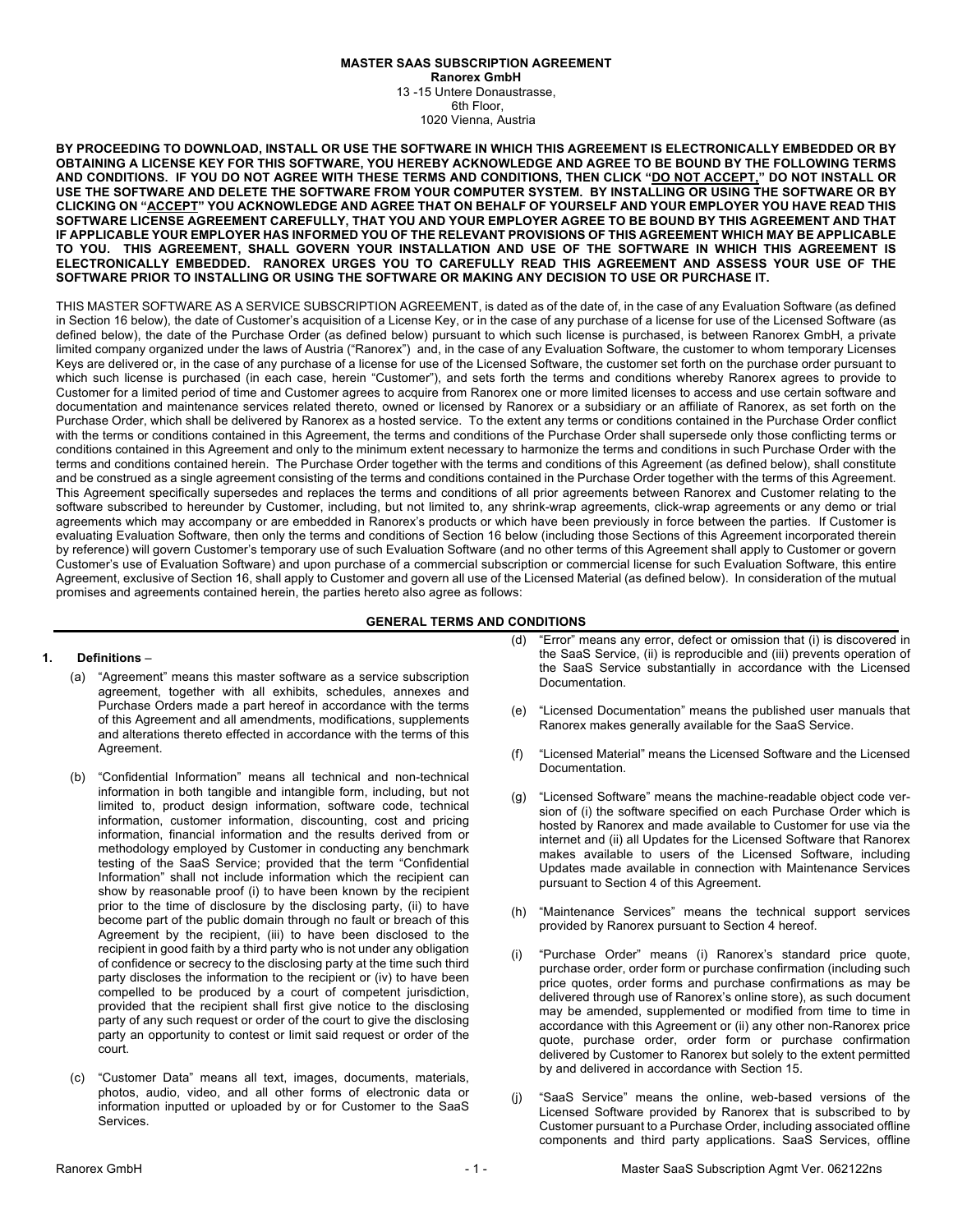**MASTER SAAS SUBSCRIPTION AGREEMENT**
**Ranorex GmbH**
13 -15 Untere Donaustrasse,
6th Floor,
1020 Vienna, Austria

**BY PROCEEDING TO DOWNLOAD, INSTALL OR USE THE SOFTWARE IN WHICH THIS AGREEMENT IS ELECTRONICALLY EMBEDDED OR BY OBTAINING A LICENSE KEY FOR THIS SOFTWARE, YOU HEREBY ACKNOWLEDGE AND AGREE TO BE BOUND BY THE FOLLOWING TERMS AND CONDITIONS. IF YOU DO NOT AGREE WITH THESE TERMS AND CONDITIONS, THEN CLICK "DO NOT ACCEPT," DO NOT INSTALL OR USE THE SOFTWARE AND DELETE THE SOFTWARE FROM YOUR COMPUTER SYSTEM. BY INSTALLING OR USING THE SOFTWARE OR BY CLICKING ON "ACCEPT" YOU ACKNOWLEDGE AND AGREE THAT ON BEHALF OF YOURSELF AND YOUR EMPLOYER YOU HAVE READ THIS SOFTWARE LICENSE AGREEMENT CAREFULLY, THAT YOU AND YOUR EMPLOYER AGREE TO BE BOUND BY THIS AGREEMENT AND THAT IF APPLICABLE YOUR EMPLOYER HAS INFORMED YOU OF THE RELEVANT PROVISIONS OF THIS AGREEMENT WHICH MAY BE APPLICABLE TO YOU. THIS AGREEMENT, SHALL GOVERN YOUR INSTALLATION AND USE OF THE SOFTWARE IN WHICH THIS AGREEMENT IS ELECTRONICALLY EMBEDDED. RANOREX URGES YOU TO CAREFULLY READ THIS AGREEMENT AND ASSESS YOUR USE OF THE SOFTWARE PRIOR TO INSTALLING OR USING THE SOFTWARE OR MAKING ANY DECISION TO USE OR PURCHASE IT.**

THIS MASTER SOFTWARE AS A SERVICE SUBSCRIPTION AGREEMENT, is dated as of the date of, in the case of any Evaluation Software (as defined in Section 16 below), the date of Customer's acquisition of a License Key, or in the case of any purchase of a license for use of the Licensed Software (as defined below), the date of the Purchase Order (as defined below) pursuant to which such license is purchased, is between Ranorex GmbH, a private limited company organized under the laws of Austria ("Ranorex") and, in the case of any Evaluation Software, the customer to whom temporary Licenses Keys are delivered or, in the case of any purchase of a license for use of the Licensed Software, the customer set forth on the purchase order pursuant to which such license is purchased (in each case, herein "Customer"), and sets forth the terms and conditions whereby Ranorex agrees to provide to Customer for a limited period of time and Customer agrees to acquire from Ranorex one or more limited licenses to access and use certain software and documentation and maintenance services related thereto, owned or licensed by Ranorex or a subsidiary or an affiliate of Ranorex, as set forth on the Purchase Order, which shall be delivered by Ranorex as a hosted service. To the extent any terms or conditions contained in the Purchase Order conflict with the terms or conditions contained in this Agreement, the terms and conditions of the Purchase Order shall supersede only those conflicting terms or conditions contained in this Agreement and only to the minimum extent necessary to harmonize the terms and conditions in such Purchase Order with the terms and conditions contained herein. The Purchase Order together with the terms and conditions of this Agreement (as defined below), shall constitute and be construed as a single agreement consisting of the terms and conditions contained in the Purchase Order together with the terms of this Agreement. This Agreement specifically supersedes and replaces the terms and conditions of all prior agreements between Ranorex and Customer relating to the software subscribed to hereunder by Customer, including, but not limited to, any shrink-wrap agreements, click-wrap agreements or any demo or trial agreements which may accompany or are embedded in Ranorex's products or which have been previously in force between the parties. If Customer is evaluating Evaluation Software, then only the terms and conditions of Section 16 below (including those Sections of this Agreement incorporated therein by reference) will govern Customer's temporary use of such Evaluation Software (and no other terms of this Agreement shall apply to Customer or govern Customer's use of Evaluation Software) and upon purchase of a commercial subscription or commercial license for such Evaluation Software, this entire Agreement, exclusive of Section 16, shall apply to Customer and govern all use of the Licensed Material (as defined below). In consideration of the mutual promises and agreements contained herein, the parties hereto also agree as follows:

## GENERAL TERMS AND CONDITIONS

**1. Definitions** –

(a) "Agreement" means this master software as a service subscription agreement, together with all exhibits, schedules, annexes and Purchase Orders made a part hereof in accordance with the terms of this Agreement and all amendments, modifications, supplements and alterations thereto effected in accordance with the terms of this Agreement.

(b) "Confidential Information" means all technical and non-technical information in both tangible and intangible form, including, but not limited to, product design information, software code, technical information, customer information, discounting, cost and pricing information, financial information and the results derived from or methodology employed by Customer in conducting any benchmark testing of the SaaS Service; provided that the term "Confidential Information" shall not include information which the recipient can show by reasonable proof (i) to have been known by the recipient prior to the time of disclosure by the disclosing party, (ii) to have become part of the public domain through no fault or breach of this Agreement by the recipient, (iii) to have been disclosed to the recipient in good faith by a third party who is not under any obligation of confidence or secrecy to the disclosing party at the time such third party discloses the information to the recipient or (iv) to have been compelled to be produced by a court of competent jurisdiction, provided that the recipient shall first give notice to the disclosing party of any such request or order of the court to give the disclosing party an opportunity to contest or limit said request or order of the court.

(c) "Customer Data" means all text, images, documents, materials, photos, audio, video, and all other forms of electronic data or information inputted or uploaded by or for Customer to the SaaS Services.

(d) "Error" means any error, defect or omission that (i) is discovered in the SaaS Service, (ii) is reproducible and (iii) prevents operation of the SaaS Service substantially in accordance with the Licensed Documentation.

(e) "Licensed Documentation" means the published user manuals that Ranorex makes generally available for the SaaS Service.

(f) "Licensed Material" means the Licensed Software and the Licensed Documentation.

(g) "Licensed Software" means the machine-readable object code version of (i) the software specified on each Purchase Order which is hosted by Ranorex and made available to Customer for use via the internet and (ii) all Updates for the Licensed Software that Ranorex makes available to users of the Licensed Software, including Updates made available in connection with Maintenance Services pursuant to Section 4 of this Agreement.

(h) "Maintenance Services" means the technical support services provided by Ranorex pursuant to Section 4 hereof.

(i) "Purchase Order" means (i) Ranorex's standard price quote, purchase order, order form or purchase confirmation (including such price quotes, order forms and purchase confirmations as may be delivered through use of Ranorex's online store), as such document may be amended, supplemented or modified from time to time in accordance with this Agreement or (ii) any other non-Ranorex price quote, purchase order, order form or purchase confirmation delivered by Customer to Ranorex but solely to the extent permitted by and delivered in accordance with Section 15.

(j) "SaaS Service" means the online, web-based versions of the Licensed Software provided by Ranorex that is subscribed to by Customer pursuant to a Purchase Order, including associated offline components and third party applications. SaaS Services, offline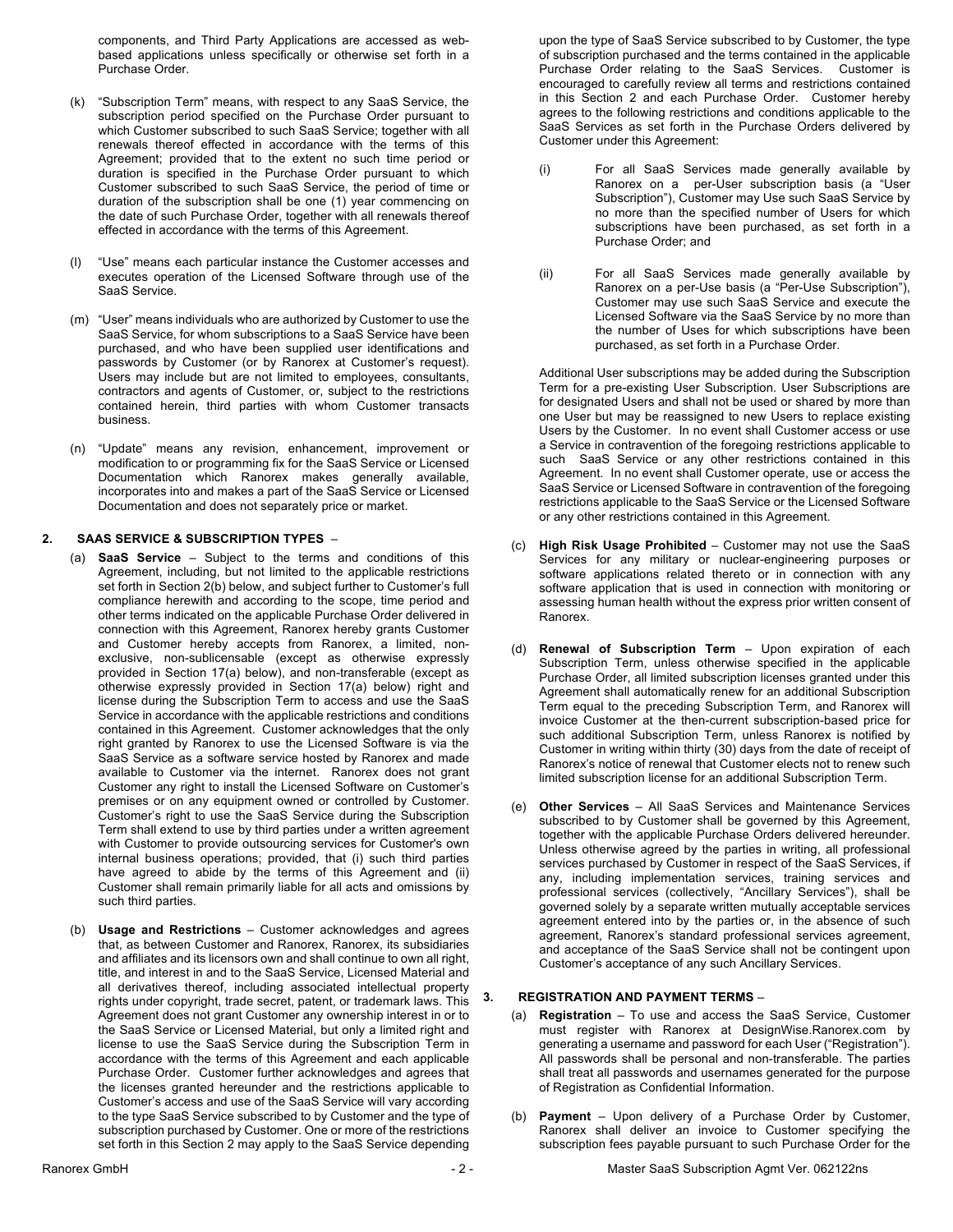components, and Third Party Applications are accessed as web-based applications unless specifically or otherwise set forth in a Purchase Order.

(k) "Subscription Term" means, with respect to any SaaS Service, the subscription period specified on the Purchase Order pursuant to which Customer subscribed to such SaaS Service; together with all renewals thereof effected in accordance with the terms of this Agreement; provided that to the extent no such time period or duration is specified in the Purchase Order pursuant to which Customer subscribed to such SaaS Service, the period of time or duration of the subscription shall be one (1) year commencing on the date of such Purchase Order, together with all renewals thereof effected in accordance with the terms of this Agreement.

(l) "Use" means each particular instance the Customer accesses and executes operation of the Licensed Software through use of the SaaS Service.

(m) "User" means individuals who are authorized by Customer to use the SaaS Service, for whom subscriptions to a SaaS Service have been purchased, and who have been supplied user identifications and passwords by Customer (or by Ranorex at Customer's request). Users may include but are not limited to employees, consultants, contractors and agents of Customer, or, subject to the restrictions contained herein, third parties with whom Customer transacts business.

(n) "Update" means any revision, enhancement, improvement or modification to or programming fix for the SaaS Service or Licensed Documentation which Ranorex makes generally available, incorporates into and makes a part of the SaaS Service or Licensed Documentation and does not separately price or market.

## 2. SAAS SERVICE & SUBSCRIPTION TYPES –

(a) **SaaS Service** – Subject to the terms and conditions of this Agreement, including, but not limited to the applicable restrictions set forth in Section 2(b) below, and subject further to Customer's full compliance herewith and according to the scope, time period and other terms indicated on the applicable Purchase Order delivered in connection with this Agreement, Ranorex hereby grants Customer and Customer hereby accepts from Ranorex, a limited, non-exclusive, non-sublicensable (except as otherwise expressly provided in Section 17(a) below), and non-transferable (except as otherwise expressly provided in Section 17(a) below) right and license during the Subscription Term to access and use the SaaS Service in accordance with the applicable restrictions and conditions contained in this Agreement. Customer acknowledges that the only right granted by Ranorex to use the Licensed Software is via the SaaS Service as a software service hosted by Ranorex and made available to Customer via the internet. Ranorex does not grant Customer any right to install the Licensed Software on Customer's premises or on any equipment owned or controlled by Customer. Customer's right to use the SaaS Service during the Subscription Term shall extend to use by third parties under a written agreement with Customer to provide outsourcing services for Customer's own internal business operations; provided, that (i) such third parties have agreed to abide by the terms of this Agreement and (ii) Customer shall remain primarily liable for all acts and omissions by such third parties.

(b) **Usage and Restrictions** – Customer acknowledges and agrees that, as between Customer and Ranorex, Ranorex, its subsidiaries and affiliates and its licensors own and shall continue to own all right, title, and interest in and to the SaaS Service, Licensed Material and all derivatives thereof, including associated intellectual property rights under copyright, trade secret, patent, or trademark laws. This Agreement does not grant Customer any ownership interest in or to the SaaS Service or Licensed Material, but only a limited right and license to use the SaaS Service during the Subscription Term in accordance with the terms of this Agreement and each applicable Purchase Order. Customer further acknowledges and agrees that the licenses granted hereunder and the restrictions applicable to Customer's access and use of the SaaS Service will vary according to the type SaaS Service subscribed to by Customer and the type of subscription purchased by Customer. One or more of the restrictions set forth in this Section 2 may apply to the SaaS Service depending upon the type of SaaS Service subscribed to by Customer, the type of subscription purchased and the terms contained in the applicable Purchase Order relating to the SaaS Services. Customer is encouraged to carefully review all terms and restrictions contained in this Section 2 and each Purchase Order. Customer hereby agrees to the following restrictions and conditions applicable to the SaaS Services as set forth in the Purchase Orders delivered by Customer under this Agreement:

(i) For all SaaS Services made generally available by Ranorex on a per-User subscription basis (a "User Subscription"), Customer may Use such SaaS Service by no more than the specified number of Users for which subscriptions have been purchased, as set forth in a Purchase Order; and

(ii) For all SaaS Services made generally available by Ranorex on a per-Use basis (a "Per-Use Subscription"), Customer may use such SaaS Service and execute the Licensed Software via the SaaS Service by no more than the number of Uses for which subscriptions have been purchased, as set forth in a Purchase Order.

Additional User subscriptions may be added during the Subscription Term for a pre-existing User Subscription. User Subscriptions are for designated Users and shall not be used or shared by more than one User but may be reassigned to new Users to replace existing Users by the Customer. In no event shall Customer access or use a Service in contravention of the foregoing restrictions applicable to such SaaS Service or any other restrictions contained in this Agreement. In no event shall Customer operate, use or access the SaaS Service or Licensed Software in contravention of the foregoing restrictions applicable to the SaaS Service or the Licensed Software or any other restrictions contained in this Agreement.

(c) **High Risk Usage Prohibited** – Customer may not use the SaaS Services for any military or nuclear-engineering purposes or software applications related thereto or in connection with any software application that is used in connection with monitoring or assessing human health without the express prior written consent of Ranorex.

(d) **Renewal of Subscription Term** – Upon expiration of each Subscription Term, unless otherwise specified in the applicable Purchase Order, all limited subscription licenses granted under this Agreement shall automatically renew for an additional Subscription Term equal to the preceding Subscription Term, and Ranorex will invoice Customer at the then-current subscription-based price for such additional Subscription Term, unless Ranorex is notified by Customer in writing within thirty (30) days from the date of receipt of Ranorex's notice of renewal that Customer elects not to renew such limited subscription license for an additional Subscription Term.

(e) **Other Services** – All SaaS Services and Maintenance Services subscribed to by Customer shall be governed by this Agreement, together with the applicable Purchase Orders delivered hereunder. Unless otherwise agreed by the parties in writing, all professional services purchased by Customer in respect of the SaaS Services, if any, including implementation services, training services and professional services (collectively, "Ancillary Services"), shall be governed solely by a separate written mutually acceptable services agreement entered into by the parties or, in the absence of such agreement, Ranorex's standard professional services agreement, and acceptance of the SaaS Service shall not be contingent upon Customer's acceptance of any such Ancillary Services.

## 3. REGISTRATION AND PAYMENT TERMS –

(a) **Registration** – To use and access the SaaS Service, Customer must register with Ranorex at DesignWise.Ranorex.com by generating a username and password for each User ("Registration"). All passwords shall be personal and non-transferable. The parties shall treat all passwords and usernames generated for the purpose of Registration as Confidential Information.

(b) **Payment** – Upon delivery of a Purchase Order by Customer, Ranorex shall deliver an invoice to Customer specifying the subscription fees payable pursuant to such Purchase Order for the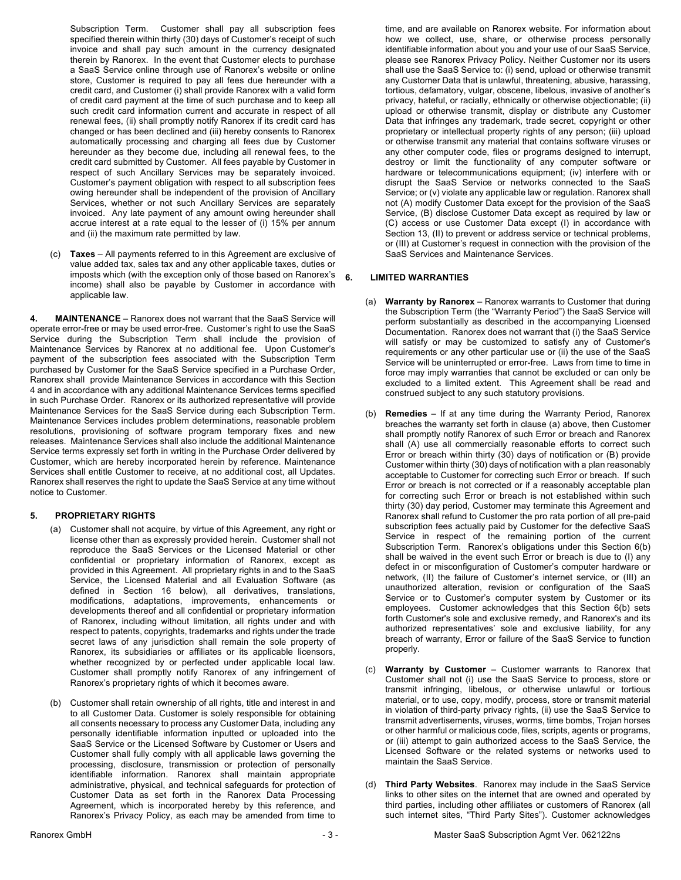Subscription Term. Customer shall pay all subscription fees specified therein within thirty (30) days of Customer's receipt of such invoice and shall pay such amount in the currency designated therein by Ranorex. In the event that Customer elects to purchase a SaaS Service online through use of Ranorex's website or online store, Customer is required to pay all fees due hereunder with a credit card, and Customer (i) shall provide Ranorex with a valid form of credit card payment at the time of such purchase and to keep all such credit card information current and accurate in respect of all renewal fees, (ii) shall promptly notify Ranorex if its credit card has changed or has been declined and (iii) hereby consents to Ranorex automatically processing and charging all fees due by Customer hereunder as they become due, including all renewal fees, to the credit card submitted by Customer. All fees payable by Customer in respect of such Ancillary Services may be separately invoiced. Customer's payment obligation with respect to all subscription fees owing hereunder shall be independent of the provision of Ancillary Services, whether or not such Ancillary Services are separately invoiced. Any late payment of any amount owing hereunder shall accrue interest at a rate equal to the lesser of (i) 15% per annum and (ii) the maximum rate permitted by law.

(c) **Taxes** – All payments referred to in this Agreement are exclusive of value added tax, sales tax and any other applicable taxes, duties or imposts which (with the exception only of those based on Ranorex's income) shall also be payable by Customer in accordance with applicable law.

**4. MAINTENANCE** – Ranorex does not warrant that the SaaS Service will operate error-free or may be used error-free. Customer's right to use the SaaS Service during the Subscription Term shall include the provision of Maintenance Services by Ranorex at no additional fee. Upon Customer's payment of the subscription fees associated with the Subscription Term purchased by Customer for the SaaS Service specified in a Purchase Order, Ranorex shall provide Maintenance Services in accordance with this Section 4 and in accordance with any additional Maintenance Services terms specified in such Purchase Order. Ranorex or its authorized representative will provide Maintenance Services for the SaaS Service during each Subscription Term. Maintenance Services includes problem determinations, reasonable problem resolutions, provisioning of software program temporary fixes and new releases. Maintenance Services shall also include the additional Maintenance Service terms expressly set forth in writing in the Purchase Order delivered by Customer, which are hereby incorporated herein by reference. Maintenance Services shall entitle Customer to receive, at no additional cost, all Updates. Ranorex shall reserves the right to update the SaaS Service at any time without notice to Customer.

## 5. PROPRIETARY RIGHTS

(a) Customer shall not acquire, by virtue of this Agreement, any right or license other than as expressly provided herein. Customer shall not reproduce the SaaS Services or the Licensed Material or other confidential or proprietary information of Ranorex, except as provided in this Agreement. All proprietary rights in and to the SaaS Service, the Licensed Material and all Evaluation Software (as defined in Section 16 below), all derivatives, translations, modifications, adaptations, improvements, enhancements or developments thereof and all confidential or proprietary information of Ranorex, including without limitation, all rights under and with respect to patents, copyrights, trademarks and rights under the trade secret laws of any jurisdiction shall remain the sole property of Ranorex, its subsidiaries or affiliates or its applicable licensors, whether recognized by or perfected under applicable local law. Customer shall promptly notify Ranorex of any infringement of Ranorex's proprietary rights of which it becomes aware.

(b) Customer shall retain ownership of all rights, title and interest in and to all Customer Data. Customer is solely responsible for obtaining all consents necessary to process any Customer Data, including any personally identifiable information inputted or uploaded into the SaaS Service or the Licensed Software by Customer or Users and Customer shall fully comply with all applicable laws governing the processing, disclosure, transmission or protection of personally identifiable information. Ranorex shall maintain appropriate administrative, physical, and technical safeguards for protection of Customer Data as set forth in the Ranorex Data Processing Agreement, which is incorporated hereby by this reference, and Ranorex's Privacy Policy, as each may be amended from time to time, and are available on Ranorex website. For information about how we collect, use, share, or otherwise process personally identifiable information about you and your use of our SaaS Service, please see Ranorex Privacy Policy. Neither Customer nor its users shall use the SaaS Service to: (i) send, upload or otherwise transmit any Customer Data that is unlawful, threatening, abusive, harassing, tortious, defamatory, vulgar, obscene, libelous, invasive of another's privacy, hateful, or racially, ethnically or otherwise objectionable; (ii) upload or otherwise transmit, display or distribute any Customer Data that infringes any trademark, trade secret, copyright or other proprietary or intellectual property rights of any person; (iii) upload or otherwise transmit any material that contains software viruses or any other computer code, files or programs designed to interrupt, destroy or limit the functionality of any computer software or hardware or telecommunications equipment; (iv) interfere with or disrupt the SaaS Service or networks connected to the SaaS Service; or (v) violate any applicable law or regulation. Ranorex shall not (A) modify Customer Data except for the provision of the SaaS Service, (B) disclose Customer Data except as required by law or (C) access or use Customer Data except (I) in accordance with Section 13, (II) to prevent or address service or technical problems, or (III) at Customer's request in connection with the provision of the SaaS Services and Maintenance Services.

## 6. LIMITED WARRANTIES

(a) **Warranty by Ranorex** – Ranorex warrants to Customer that during the Subscription Term (the "Warranty Period") the SaaS Service will perform substantially as described in the accompanying Licensed Documentation. Ranorex does not warrant that (i) the SaaS Service will satisfy or may be customized to satisfy any of Customer's requirements or any other particular use or (ii) the use of the SaaS Service will be uninterrupted or error-free. Laws from time to time in force may imply warranties that cannot be excluded or can only be excluded to a limited extent. This Agreement shall be read and construed subject to any such statutory provisions.

(b) **Remedies** – If at any time during the Warranty Period, Ranorex breaches the warranty set forth in clause (a) above, then Customer shall promptly notify Ranorex of such Error or breach and Ranorex shall (A) use all commercially reasonable efforts to correct such Error or breach within thirty (30) days of notification or (B) provide Customer within thirty (30) days of notification with a plan reasonably acceptable to Customer for correcting such Error or breach. If such Error or breach is not corrected or if a reasonably acceptable plan for correcting such Error or breach is not established within such thirty (30) day period, Customer may terminate this Agreement and Ranorex shall refund to Customer the pro rata portion of all pre-paid subscription fees actually paid by Customer for the defective SaaS Service in respect of the remaining portion of the current Subscription Term. Ranorex's obligations under this Section 6(b) shall be waived in the event such Error or breach is due to (I) any defect in or misconfiguration of Customer's computer hardware or network, (II) the failure of Customer's internet service, or (III) an unauthorized alteration, revision or configuration of the SaaS Service or to Customer's computer system by Customer or its employees. Customer acknowledges that this Section 6(b) sets forth Customer's sole and exclusive remedy, and Ranorex's and its authorized representatives' sole and exclusive liability, for any breach of warranty, Error or failure of the SaaS Service to function properly.

(c) **Warranty by Customer** – Customer warrants to Ranorex that Customer shall not (i) use the SaaS Service to process, store or transmit infringing, libelous, or otherwise unlawful or tortious material, or to use, copy, modify, process, store or transmit material in violation of third-party privacy rights, (ii) use the SaaS Service to transmit advertisements, viruses, worms, time bombs, Trojan horses or other harmful or malicious code, files, scripts, agents or programs, or (iii) attempt to gain authorized access to the SaaS Service, the Licensed Software or the related systems or networks used to maintain the SaaS Service.

(d) **Third Party Websites**. Ranorex may include in the SaaS Service links to other sites on the internet that are owned and operated by third parties, including other affiliates or customers of Ranorex (all such internet sites, "Third Party Sites"). Customer acknowledges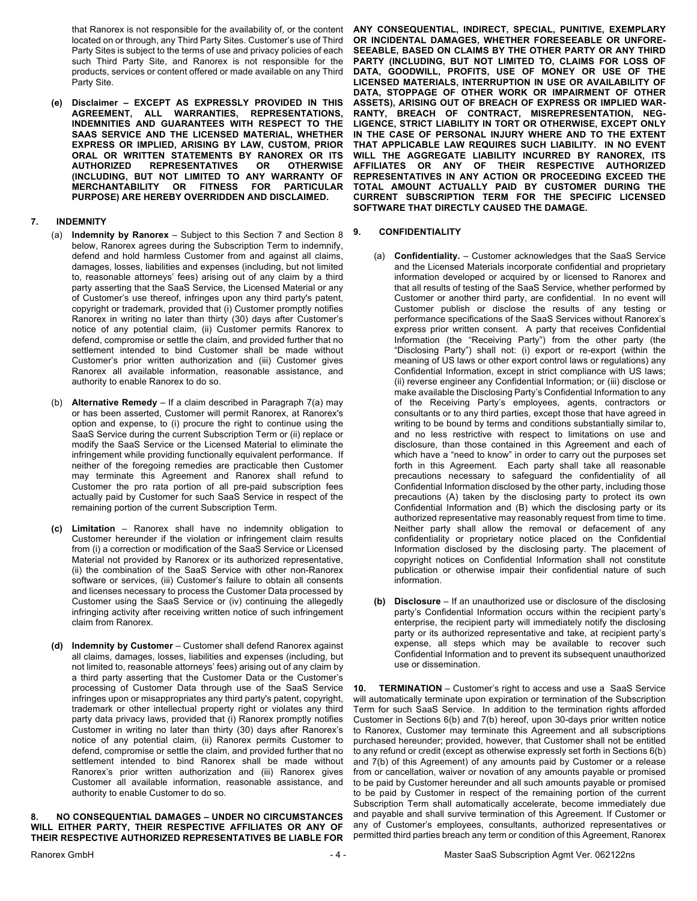that Ranorex is not responsible for the availability of, or the content located on or through, any Third Party Sites. Customer's use of Third Party Sites is subject to the terms of use and privacy policies of each such Third Party Site, and Ranorex is not responsible for the products, services or content offered or made available on any Third Party Site.

**(e) Disclaimer – EXCEPT AS EXPRESSLY PROVIDED IN THIS AGREEMENT, ALL WARRANTIES, REPRESENTATIONS, INDEMNITIES AND GUARANTEES WITH RESPECT TO THE SAAS SERVICE AND THE LICENSED MATERIAL, WHETHER EXPRESS OR IMPLIED, ARISING BY LAW, CUSTOM, PRIOR ORAL OR WRITTEN STATEMENTS BY RANOREX OR ITS AUTHORIZED REPRESENTATIVES OR OTHERWISE (INCLUDING, BUT NOT LIMITED TO ANY WARRANTY OF MERCHANTABILITY OR FITNESS FOR PARTICULAR PURPOSE) ARE HEREBY OVERRIDDEN AND DISCLAIMED.**

## 7. INDEMNITY

(a) **Indemnity by Ranorex** – Subject to this Section 7 and Section 8 below, Ranorex agrees during the Subscription Term to indemnify, defend and hold harmless Customer from and against all claims, damages, losses, liabilities and expenses (including, but not limited to, reasonable attorneys' fees) arising out of any claim by a third party asserting that the SaaS Service, the Licensed Material or any of Customer's use thereof, infringes upon any third party's patent, copyright or trademark, provided that (i) Customer promptly notifies Ranorex in writing no later than thirty (30) days after Customer's notice of any potential claim, (ii) Customer permits Ranorex to defend, compromise or settle the claim, and provided further that no settlement intended to bind Customer shall be made without Customer's prior written authorization and (iii) Customer gives Ranorex all available information, reasonable assistance, and authority to enable Ranorex to do so.

(b) **Alternative Remedy** – If a claim described in Paragraph 7(a) may or has been asserted, Customer will permit Ranorex, at Ranorex's option and expense, to (i) procure the right to continue using the SaaS Service during the current Subscription Term or (ii) replace or modify the SaaS Service or the Licensed Material to eliminate the infringement while providing functionally equivalent performance. If neither of the foregoing remedies are practicable then Customer may terminate this Agreement and Ranorex shall refund to Customer the pro rata portion of all pre-paid subscription fees actually paid by Customer for such SaaS Service in respect of the remaining portion of the current Subscription Term.

**(c) Limitation** – Ranorex shall have no indemnity obligation to Customer hereunder if the violation or infringement claim results from (i) a correction or modification of the SaaS Service or Licensed Material not provided by Ranorex or its authorized representative, (ii) the combination of the SaaS Service with other non-Ranorex software or services, (iii) Customer's failure to obtain all consents and licenses necessary to process the Customer Data processed by Customer using the SaaS Service or (iv) continuing the allegedly infringing activity after receiving written notice of such infringement claim from Ranorex.

**(d) Indemnity by Customer** – Customer shall defend Ranorex against all claims, damages, losses, liabilities and expenses (including, but not limited to, reasonable attorneys' fees) arising out of any claim by a third party asserting that the Customer Data or the Customer's processing of Customer Data through use of the SaaS Service infringes upon or misappropriates any third party's patent, copyright, trademark or other intellectual property right or violates any third party data privacy laws, provided that (i) Ranorex promptly notifies Customer in writing no later than thirty (30) days after Ranorex's notice of any potential claim, (ii) Ranorex permits Customer to defend, compromise or settle the claim, and provided further that no settlement intended to bind Ranorex shall be made without Ranorex's prior written authorization and (iii) Ranorex gives Customer all available information, reasonable assistance, and authority to enable Customer to do so.

**8. NO CONSEQUENTIAL DAMAGES – UNDER NO CIRCUMSTANCES WILL EITHER PARTY, THEIR RESPECTIVE AFFILIATES OR ANY OF THEIR RESPECTIVE AUTHORIZED REPRESENTATIVES BE LIABLE FOR ANY CONSEQUENTIAL, INDIRECT, SPECIAL, PUNITIVE, EXEMPLARY OR INCIDENTAL DAMAGES, WHETHER FORESEEABLE OR UNFORESEEABLE, BASED ON CLAIMS BY THE OTHER PARTY OR ANY THIRD PARTY (INCLUDING, BUT NOT LIMITED TO, CLAIMS FOR LOSS OF DATA, GOODWILL, PROFITS, USE OF MONEY OR USE OF THE LICENSED MATERIALS, INTERRUPTION IN USE OR AVAILABILITY OF DATA, STOPPAGE OF OTHER WORK OR IMPAIRMENT OF OTHER ASSETS), ARISING OUT OF BREACH OF EXPRESS OR IMPLIED WARRANTY, BREACH OF CONTRACT, MISREPRESENTATION, NEGLIGENCE, STRICT LIABILITY IN TORT OR OTHERWISE, EXCEPT ONLY IN THE CASE OF PERSONAL INJURY WHERE AND TO THE EXTENT THAT APPLICABLE LAW REQUIRES SUCH LIABILITY. IN NO EVENT WILL THE AGGREGATE LIABILITY INCURRED BY RANOREX, ITS AFFILIATES OR ANY OF THEIR RESPECTIVE AUTHORIZED REPRESENTATIVES IN ANY ACTION OR PROCEEDING EXCEED THE TOTAL AMOUNT ACTUALLY PAID BY CUSTOMER DURING THE CURRENT SUBSCRIPTION TERM FOR THE SPECIFIC LICENSED SOFTWARE THAT DIRECTLY CAUSED THE DAMAGE.**

## 9. CONFIDENTIALITY

(a) **Confidentiality.** – Customer acknowledges that the SaaS Service and the Licensed Materials incorporate confidential and proprietary information developed or acquired by or licensed to Ranorex and that all results of testing of the SaaS Service, whether performed by Customer or another third party, are confidential. In no event will Customer publish or disclose the results of any testing or performance specifications of the SaaS Services without Ranorex's express prior written consent. A party that receives Confidential Information (the "Receiving Party") from the other party (the "Disclosing Party") shall not: (i) export or re-export (within the meaning of US laws or other export control laws or regulations) any Confidential Information, except in strict compliance with US laws; (ii) reverse engineer any Confidential Information; or (iii) disclose or make available the Disclosing Party's Confidential Information to any of the Receiving Party's employees, agents, contractors or consultants or to any third parties, except those that have agreed in writing to be bound by terms and conditions substantially similar to, and no less restrictive with respect to limitations on use and disclosure, than those contained in this Agreement and each of which have a "need to know" in order to carry out the purposes set forth in this Agreement. Each party shall take all reasonable precautions necessary to safeguard the confidentiality of all Confidential Information disclosed by the other party, including those precautions (A) taken by the disclosing party to protect its own Confidential Information and (B) which the disclosing party or its authorized representative may reasonably request from time to time. Neither party shall allow the removal or defacement of any confidentiality or proprietary notice placed on the Confidential Information disclosed by the disclosing party. The placement of copyright notices on Confidential Information shall not constitute publication or otherwise impair their confidential nature of such information.

**(b) Disclosure** – If an unauthorized use or disclosure of the disclosing party's Confidential Information occurs within the recipient party's enterprise, the recipient party will immediately notify the disclosing party or its authorized representative and take, at recipient party's expense, all steps which may be available to recover such Confidential Information and to prevent its subsequent unauthorized use or dissemination.

**10. TERMINATION** – Customer's right to access and use a SaaS Service will automatically terminate upon expiration or termination of the Subscription Term for such SaaS Service. In addition to the termination rights afforded Customer in Sections 6(b) and 7(b) hereof, upon 30-days prior written notice to Ranorex, Customer may terminate this Agreement and all subscriptions purchased hereunder; provided, however, that Customer shall not be entitled to any refund or credit (except as otherwise expressly set forth in Sections 6(b) and 7(b) of this Agreement) of any amounts paid by Customer or a release from or cancellation, waiver or novation of any amounts payable or promised to be paid by Customer hereunder and all such amounts payable or promised to be paid by Customer in respect of the remaining portion of the current Subscription Term shall automatically accelerate, become immediately due and payable and shall survive termination of this Agreement. If Customer or any of Customer's employees, consultants, authorized representatives or permitted third parties breach any term or condition of this Agreement, Ranorex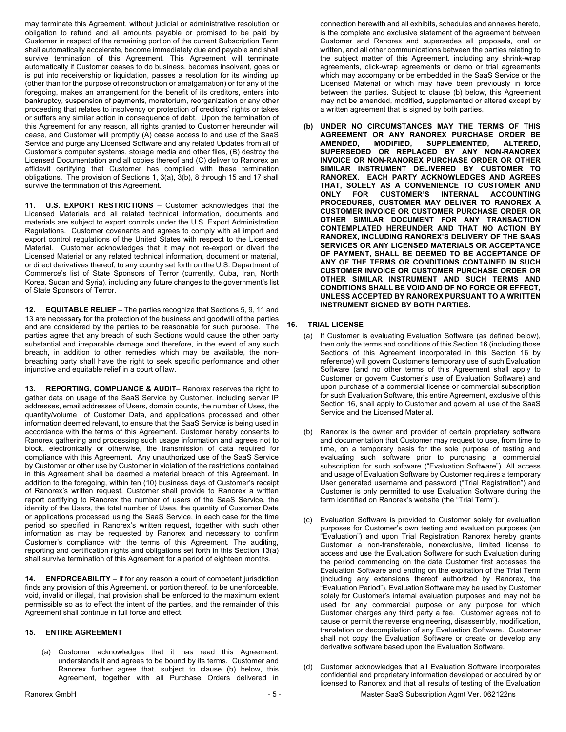may terminate this Agreement, without judicial or administrative resolution or obligation to refund and all amounts payable or promised to be paid by Customer in respect of the remaining portion of the current Subscription Term shall automatically accelerate, become immediately due and payable and shall survive termination of this Agreement. This Agreement will terminate automatically if Customer ceases to do business, becomes insolvent, goes or is put into receivership or liquidation, passes a resolution for its winding up (other than for the purpose of reconstruction or amalgamation) or for any of the foregoing, makes an arrangement for the benefit of its creditors, enters into bankruptcy, suspension of payments, moratorium, reorganization or any other proceeding that relates to insolvency or protection of creditors' rights or takes or suffers any similar action in consequence of debt. Upon the termination of this Agreement for any reason, all rights granted to Customer hereunder will cease, and Customer will promptly (A) cease access to and use of the SaaS Service and purge any Licensed Software and any related Updates from all of Customer's computer systems, storage media and other files, (B) destroy the Licensed Documentation and all copies thereof and (C) deliver to Ranorex an affidavit certifying that Customer has complied with these termination obligations. The provision of Sections 1, 3(a), 3(b), 8 through 15 and 17 shall survive the termination of this Agreement.

**11. U.S. EXPORT RESTRICTIONS** – Customer acknowledges that the Licensed Materials and all related technical information, documents and materials are subject to export controls under the U.S. Export Administration Regulations. Customer covenants and agrees to comply with all import and export control regulations of the United States with respect to the Licensed Material. Customer acknowledges that it may not re-export or divert the Licensed Material or any related technical information, document or material, or direct derivatives thereof, to any country set forth on the U.S. Department of Commerce's list of State Sponsors of Terror (currently, Cuba, Iran, North Korea, Sudan and Syria), including any future changes to the government's list of State Sponsors of Terror.

**12. EQUITABLE RELIEF** – The parties recognize that Sections 5, 9, 11 and 13 are necessary for the protection of the business and goodwill of the parties and are considered by the parties to be reasonable for such purpose. The parties agree that any breach of such Sections would cause the other party substantial and irreparable damage and therefore, in the event of any such breach, in addition to other remedies which may be available, the non-breaching party shall have the right to seek specific performance and other injunctive and equitable relief in a court of law.

**13. REPORTING, COMPLIANCE & AUDIT**– Ranorex reserves the right to gather data on usage of the SaaS Service by Customer, including server IP addresses, email addresses of Users, domain counts, the number of Uses, the quantity/volume of Customer Data, and applications processed and other information deemed relevant, to ensure that the SaaS Service is being used in accordance with the terms of this Agreement. Customer hereby consents to Ranorex gathering and processing such usage information and agrees not to block, electronically or otherwise, the transmission of data required for compliance with this Agreement. Any unauthorized use of the SaaS Service by Customer or other use by Customer in violation of the restrictions contained in this Agreement shall be deemed a material breach of this Agreement. In addition to the foregoing, within ten (10) business days of Customer's receipt of Ranorex's written request, Customer shall provide to Ranorex a written report certifying to Ranorex the number of users of the SaaS Service, the identity of the Users, the total number of Uses, the quantity of Customer Data or applications processed using the SaaS Service, in each case for the time period so specified in Ranorex's written request, together with such other information as may be requested by Ranorex and necessary to confirm Customer's compliance with the terms of this Agreement. The auditing, reporting and certification rights and obligations set forth in this Section 13(a) shall survive termination of this Agreement for a period of eighteen months.

**14. ENFORCEABILITY** – If for any reason a court of competent jurisdiction finds any provision of this Agreement, or portion thereof, to be unenforceable, void, invalid or illegal, that provision shall be enforced to the maximum extent permissible so as to effect the intent of the parties, and the remainder of this Agreement shall continue in full force and effect.

**15. ENTIRE AGREEMENT**

(a) Customer acknowledges that it has read this Agreement, understands it and agrees to be bound by its terms. Customer and Ranorex further agree that, subject to clause (b) below, this Agreement, together with all Purchase Orders delivered in connection herewith and all exhibits, schedules and annexes hereto, is the complete and exclusive statement of the agreement between Customer and Ranorex and supersedes all proposals, oral or written, and all other communications between the parties relating to the subject matter of this Agreement, including any shrink-wrap agreements, click-wrap agreements or demo or trial agreements which may accompany or be embedded in the SaaS Service or the Licensed Material or which may have been previously in force between the parties. Subject to clause (b) below, this Agreement may not be amended, modified, supplemented or altered except by a written agreement that is signed by both parties.

**(b) UNDER NO CIRCUMSTANCES MAY THE TERMS OF THIS AGREEMENT OR ANY RANOREX PURCHASE ORDER BE AMENDED, MODIFIED, SUPPLEMENTED, ALTERED, SUPERSEDED OR REPLACED BY ANY NON-RANOREX INVOICE OR NON-RANOREX PURCHASE ORDER OR OTHER SIMILAR INSTRUMENT DELIVERED BY CUSTOMER TO RANOREX. EACH PARTY ACKNOWLEDGES AND AGREES THAT, SOLELY AS A CONVENIENCE TO CUSTOMER AND ONLY FOR CUSTOMER'S INTERNAL ACCOUNTING PROCEDURES, CUSTOMER MAY DELIVER TO RANOREX A CUSTOMER INVOICE OR CUSTOMER PURCHASE ORDER OR OTHER SIMILAR DOCUMENT FOR ANY TRANSACTION CONTEMPLATED HEREUNDER AND THAT NO ACTION BY RANOREX, INCLUDING RANOREX'S DELIVERY OF THE SAAS SERVICES OR ANY LICENSED MATERIALS OR ACCEPTANCE OF PAYMENT, SHALL BE DEEMED TO BE ACCEPTANCE OF ANY OF THE TERMS OR CONDITIONS CONTAINED IN SUCH CUSTOMER INVOICE OR CUSTOMER PURCHASE ORDER OR OTHER SIMILAR INSTRUMENT AND SUCH TERMS AND CONDITIONS SHALL BE VOID AND OF NO FORCE OR EFFECT, UNLESS ACCEPTED BY RANOREX PURSUANT TO A WRITTEN INSTRUMENT SIGNED BY BOTH PARTIES.**

**16. TRIAL LICENSE**

(a) If Customer is evaluating Evaluation Software (as defined below), then only the terms and conditions of this Section 16 (including those Sections of this Agreement incorporated in this Section 16 by reference) will govern Customer's temporary use of such Evaluation Software (and no other terms of this Agreement shall apply to Customer or govern Customer's use of Evaluation Software) and upon purchase of a commercial license or commercial subscription for such Evaluation Software, this entire Agreement, exclusive of this Section 16, shall apply to Customer and govern all use of the SaaS Service and the Licensed Material.

(b) Ranorex is the owner and provider of certain proprietary software and documentation that Customer may request to use, from time to time, on a temporary basis for the sole purpose of testing and evaluating such software prior to purchasing a commercial subscription for such software ("Evaluation Software"). All access and usage of Evaluation Software by Customer requires a temporary User generated username and password ("Trial Registration") and Customer is only permitted to use Evaluation Software during the term identified on Ranorex's website (the "Trial Term").

(c) Evaluation Software is provided to Customer solely for evaluation purposes for Customer's own testing and evaluation purposes (an "Evaluation") and upon Trial Registration Ranorex hereby grants Customer a non-transferable, nonexclusive, limited license to access and use the Evaluation Software for such Evaluation during the period commencing on the date Customer first accesses the Evaluation Software and ending on the expiration of the Trial Term (including any extensions thereof authorized by Ranorex, the "Evaluation Period"). Evaluation Software may be used by Customer solely for Customer's internal evaluation purposes and may not be used for any commercial purpose or any purpose for which Customer charges any third party a fee. Customer agrees not to cause or permit the reverse engineering, disassembly, modification, translation or decompilation of any Evaluation Software. Customer shall not copy the Evaluation Software or create or develop any derivative software based upon the Evaluation Software.

(d) Customer acknowledges that all Evaluation Software incorporates confidential and proprietary information developed or acquired by or licensed to Ranorex and that all results of testing of the Evaluation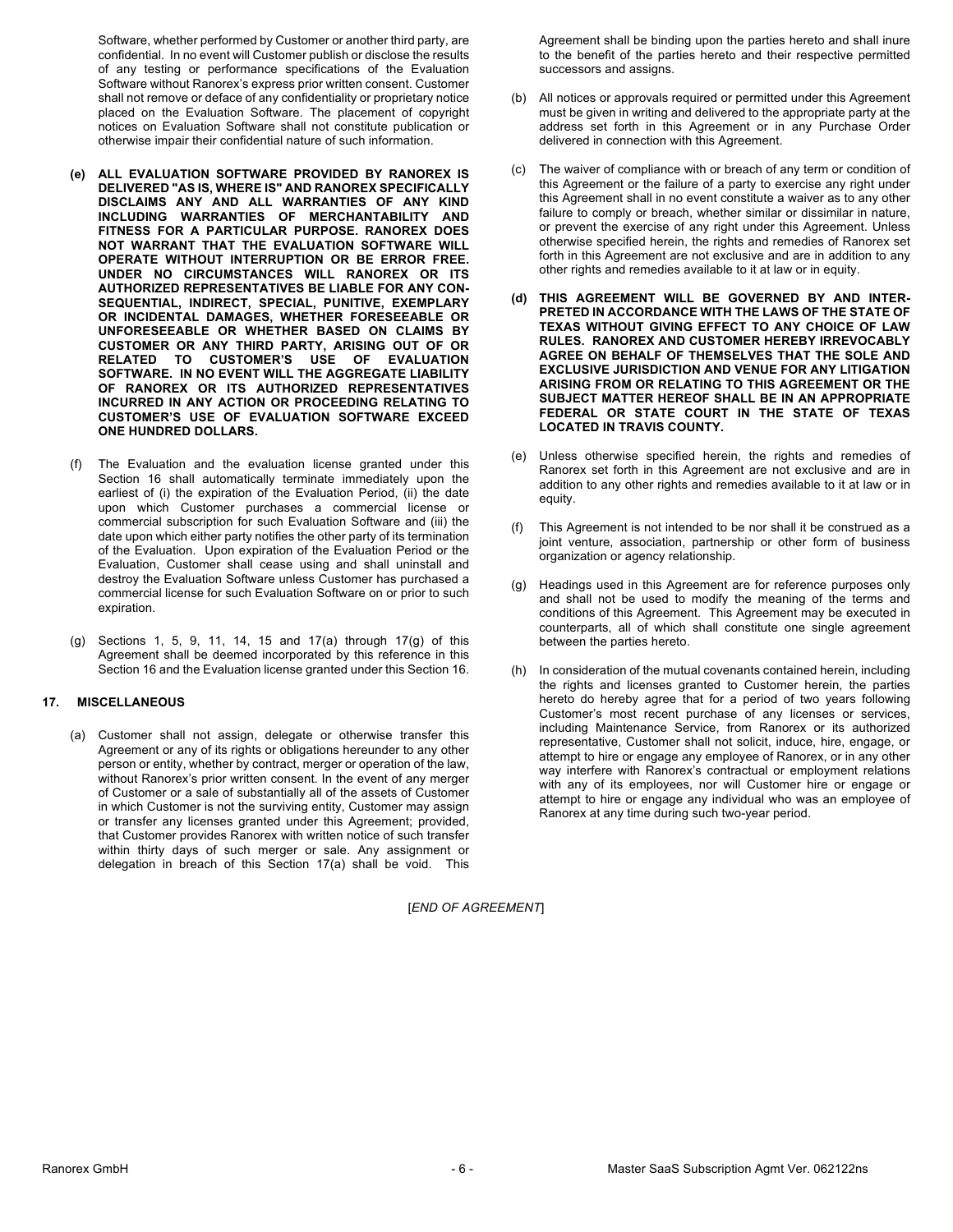Software, whether performed by Customer or another third party, are confidential. In no event will Customer publish or disclose the results of any testing or performance specifications of the Evaluation Software without Ranorex's express prior written consent. Customer shall not remove or deface of any confidentiality or proprietary notice placed on the Evaluation Software. The placement of copyright notices on Evaluation Software shall not constitute publication or otherwise impair their confidential nature of such information.

**(e) ALL EVALUATION SOFTWARE PROVIDED BY RANOREX IS DELIVERED "AS IS, WHERE IS" AND RANOREX SPECIFICALLY DISCLAIMS ANY AND ALL WARRANTIES OF ANY KIND INCLUDING WARRANTIES OF MERCHANTABILITY AND FITNESS FOR A PARTICULAR PURPOSE. RANOREX DOES NOT WARRANT THAT THE EVALUATION SOFTWARE WILL OPERATE WITHOUT INTERRUPTION OR BE ERROR FREE. UNDER NO CIRCUMSTANCES WILL RANOREX OR ITS AUTHORIZED REPRESENTATIVES BE LIABLE FOR ANY CONSEQUENTIAL, INDIRECT, SPECIAL, PUNITIVE, EXEMPLARY OR INCIDENTAL DAMAGES, WHETHER FORESEEABLE OR UNFORESEEABLE OR WHETHER BASED ON CLAIMS BY CUSTOMER OR ANY THIRD PARTY, ARISING OUT OF OR RELATED TO CUSTOMER'S USE OF EVALUATION SOFTWARE. IN NO EVENT WILL THE AGGREGATE LIABILITY OF RANOREX OR ITS AUTHORIZED REPRESENTATIVES INCURRED IN ANY ACTION OR PROCEEDING RELATING TO CUSTOMER'S USE OF EVALUATION SOFTWARE EXCEED ONE HUNDRED DOLLARS.**

(f) The Evaluation and the evaluation license granted under this Section 16 shall automatically terminate immediately upon the earliest of (i) the expiration of the Evaluation Period, (ii) the date upon which Customer purchases a commercial license or commercial subscription for such Evaluation Software and (iii) the date upon which either party notifies the other party of its termination of the Evaluation. Upon expiration of the Evaluation Period or the Evaluation, Customer shall cease using and shall uninstall and destroy the Evaluation Software unless Customer has purchased a commercial license for such Evaluation Software on or prior to such expiration.

(g) Sections 1, 5, 9, 11, 14, 15 and 17(a) through 17(g) of this Agreement shall be deemed incorporated by this reference in this Section 16 and the Evaluation license granted under this Section 16.

## 17. MISCELLANEOUS

(a) Customer shall not assign, delegate or otherwise transfer this Agreement or any of its rights or obligations hereunder to any other person or entity, whether by contract, merger or operation of the law, without Ranorex's prior written consent. In the event of any merger of Customer or a sale of substantially all of the assets of Customer in which Customer is not the surviving entity, Customer may assign or transfer any licenses granted under this Agreement; provided, that Customer provides Ranorex with written notice of such transfer within thirty days of such merger or sale. Any assignment or delegation in breach of this Section 17(a) shall be void. This Agreement shall be binding upon the parties hereto and shall inure to the benefit of the parties hereto and their respective permitted successors and assigns.

(b) All notices or approvals required or permitted under this Agreement must be given in writing and delivered to the appropriate party at the address set forth in this Agreement or in any Purchase Order delivered in connection with this Agreement.

(c) The waiver of compliance with or breach of any term or condition of this Agreement or the failure of a party to exercise any right under this Agreement shall in no event constitute a waiver as to any other failure to comply or breach, whether similar or dissimilar in nature, or prevent the exercise of any right under this Agreement. Unless otherwise specified herein, the rights and remedies of Ranorex set forth in this Agreement are not exclusive and are in addition to any other rights and remedies available to it at law or in equity.

**(d) THIS AGREEMENT WILL BE GOVERNED BY AND INTERPRETED IN ACCORDANCE WITH THE LAWS OF THE STATE OF TEXAS WITHOUT GIVING EFFECT TO ANY CHOICE OF LAW RULES. RANOREX AND CUSTOMER HEREBY IRREVOCABLY AGREE ON BEHALF OF THEMSELVES THAT THE SOLE AND EXCLUSIVE JURISDICTION AND VENUE FOR ANY LITIGATION ARISING FROM OR RELATING TO THIS AGREEMENT OR THE SUBJECT MATTER HEREOF SHALL BE IN AN APPROPRIATE FEDERAL OR STATE COURT IN THE STATE OF TEXAS LOCATED IN TRAVIS COUNTY.**

(e) Unless otherwise specified herein, the rights and remedies of Ranorex set forth in this Agreement are not exclusive and are in addition to any other rights and remedies available to it at law or in equity.

(f) This Agreement is not intended to be nor shall it be construed as a joint venture, association, partnership or other form of business organization or agency relationship.

(g) Headings used in this Agreement are for reference purposes only and shall not be used to modify the meaning of the terms and conditions of this Agreement. This Agreement may be executed in counterparts, all of which shall constitute one single agreement between the parties hereto.

(h) In consideration of the mutual covenants contained herein, including the rights and licenses granted to Customer herein, the parties hereto do hereby agree that for a period of two years following Customer's most recent purchase of any licenses or services, including Maintenance Service, from Ranorex or its authorized representative, Customer shall not solicit, induce, hire, engage, or attempt to hire or engage any employee of Ranorex, or in any other way interfere with Ranorex's contractual or employment relations with any of its employees, nor will Customer hire or engage or attempt to hire or engage any individual who was an employee of Ranorex at any time during such two-year period.

[*END OF AGREEMENT*]